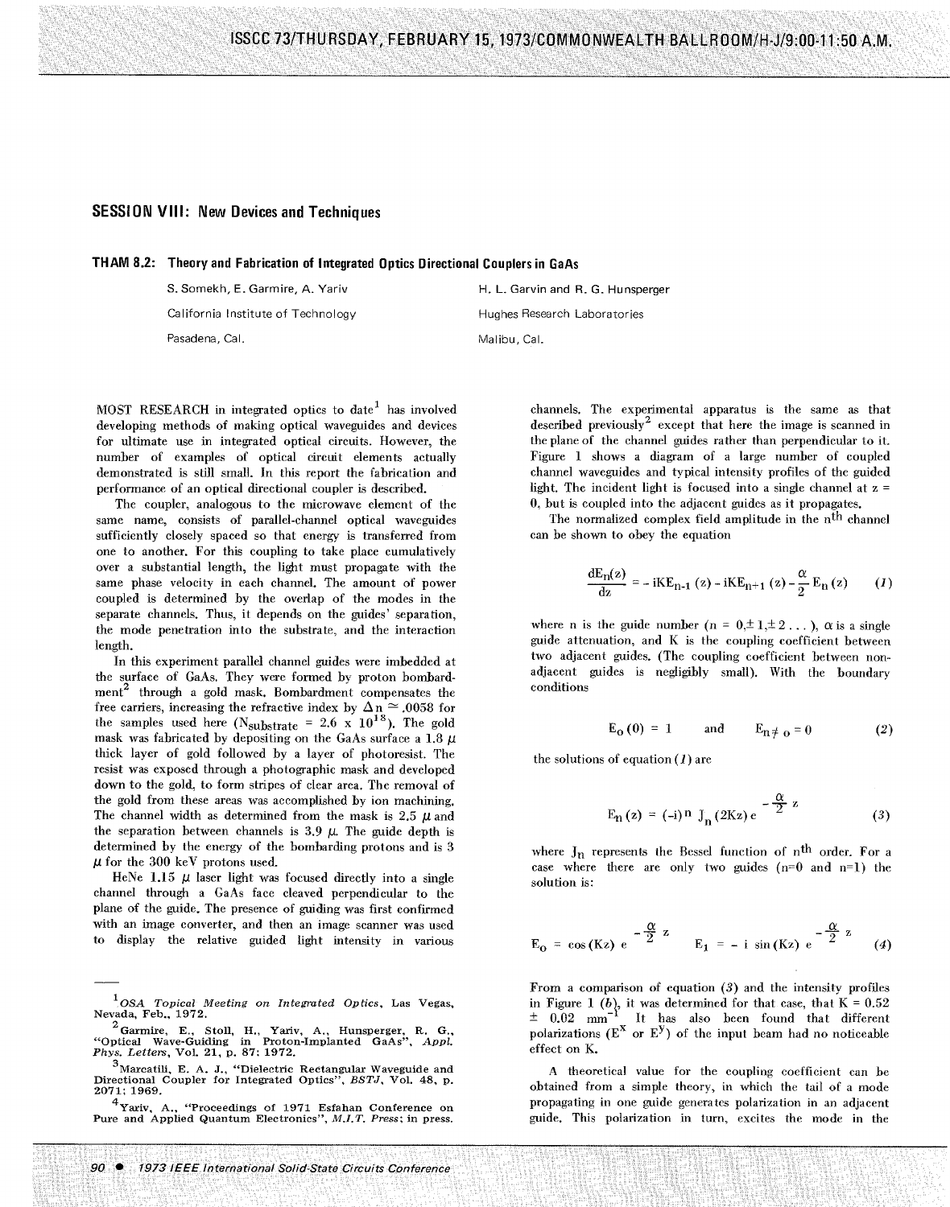## SESSION VIII: New Devices and Techniques

### THAM 8.2: Theory and Fabrication of Integrated Optics Directional Couplers in GaAs

S. Somekh, E. Garmire, A. Yariv
California Institute of Technology
Pasadena, Cal.

H. L. Garvin and R. G. Hunsperger
Hughes Research Laboratories
Malibu, Cal.

MOST RESEARCH in integrated optics to date[1] has involved developing methods of making optical waveguides and devices for ultimate use in integrated optical circuits. However, the number of examples of optical circuit elements actually demonstrated is still small. In this report the fabrication and performance of an optical directional coupler is described.

The coupler, analogous to the microwave element of the same name, consists of parallel-channel optical waveguides sufficiently closely spaced so that energy is transferred from one to another. For this coupling to take place cumulatively over a substantial length, the light must propagate with the same phase velocity in each channel. The amount of power coupled is determined by the overlap of the modes in the separate channels. Thus, it depends on the guides' separation, the mode penetration into the substrate, and the interaction length.

In this experiment parallel channel guides were imbedded at the surface of GaAs. They were formed by proton bombardment[2] through a gold mask. Bombardment compensates the free carriers, increasing the refractive index by $\Delta n \simeq .0058$ for the samples used here ($N_{substrate} = 2.6 \times 10^{18}$). The gold mask was fabricated by depositing on the GaAs surface a 1.8 $\mu$ thick layer of gold followed by a layer of photoresist. The resist was exposed through a photographic mask and developed down to the gold, to form stripes of clear area. The removal of the gold from these areas was accomplished by ion machining. The channel width as determined from the mask is 2.5 $\mu$ and the separation between channels is 3.9 $\mu$. The guide depth is determined by the energy of the bombarding protons and is 3 $\mu$ for the 300 keV protons used.

HeNe 1.15 $\mu$ laser light was focused directly into a single channel through a GaAs face cleaved perpendicular to the plane of the guide. The presence of guiding was first confirmed with an image converter, and then an image scanner was used to display the relative guided light intensity in various channels. The experimental apparatus is the same as that described previously[2] except that here the image is scanned in the plane of the channel guides rather than perpendicular to it. Figure 1 shows a diagram of a large number of coupled channel waveguides and typical intensity profiles of the guided light. The incident light is focused into a single channel at z = 0, but is coupled into the adjacent guides as it propagates.

The normalized complex field amplitude in the n[th] channel can be shown to obey the equation

$$\frac{dE_n(z)}{dz} = -iKE_{n-1}(z) - iKE_{n+1}(z) - \frac{\alpha}{2}E_n(z) \qquad (1)$$

where n is the guide number ($n = 0, \pm 1, \pm 2 \ldots$), $\alpha$ is a single guide attenuation, and K is the coupling coefficient between two adjacent guides. (The coupling coefficient between non-adjacent guides is negligibly small). With the boundary conditions

$$E_0(0) = 1 \qquad \text{and} \qquad E_{n \neq 0} = 0 \qquad (2)$$

the solutions of equation (1) are

$$E_n(z) = (-i)^n J_n(2Kz)\, e^{-\frac{\alpha}{2}z} \qquad (3)$$

where $J_n$ represents the Bessel function of n[th] order. For a case where there are only two guides (n=0 and n=1) the solution is:

$$E_0 = \cos(Kz)\, e^{-\frac{\alpha}{2}z} \qquad E_1 = -i\sin(Kz)\, e^{-\frac{\alpha}{2}z} \qquad (4)$$

From a comparison of equation (3) and the intensity profiles in Figure 1 (b), it was determined for that case, that $K = 0.52 \pm 0.02\ \text{mm}^{-1}$. It has also been found that different polarizations ($E^x$ or $E^y$) of the input beam had no noticeable effect on K.

A theoretical value for the coupling coefficient can be obtained from a simple theory, in which the tail of a mode propagating in one guide generates polarization in an adjacent guide. This polarization in turn, excites the mode in the

---

[1] *OSA Topical Meeting on Integrated Optics*, Las Vegas, Nevada, Feb., 1972.

[2] Garmire, E., Stoll, H., Yariv, A., Hunsperger, R. G., "Optical Wave-Guiding in Proton-Implanted GaAs", *Appl. Phys. Letters*, Vol. 21, p. 87; 1972.

[3] Marcatili, E. A. J., "Dielectric Rectangular Waveguide and Directional Coupler for Integrated Optics", *BSTJ*, Vol. 48, p. 2071; 1969.

[4] Yariv, A., "Proceedings of 1971 Esfahan Conference on Pure and Applied Quantum Electronics", *M.I.T. Press*; in press.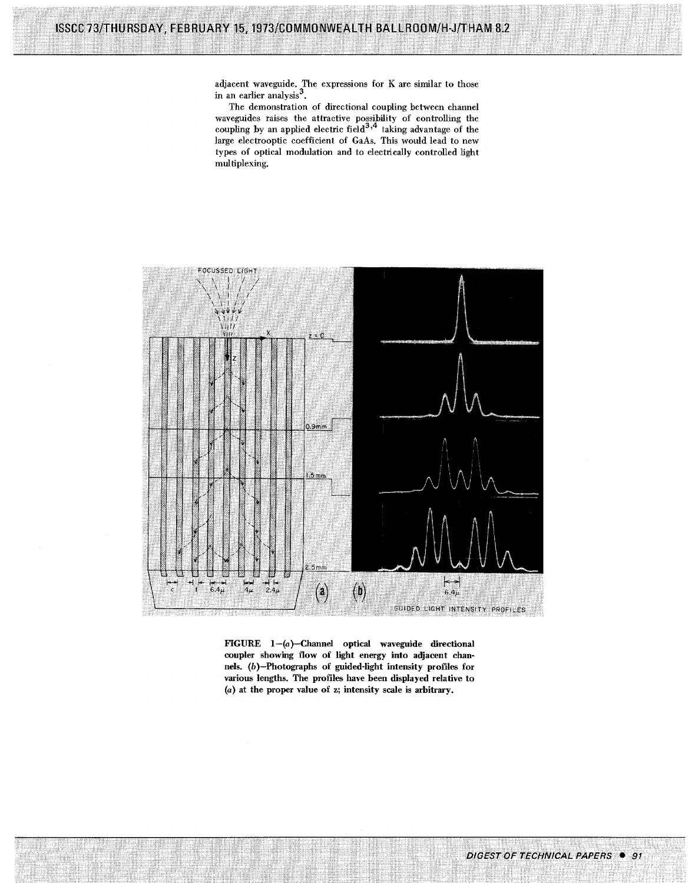adjacent waveguide. The expressions for K are similar to those in an earlier analysis[3].

The demonstration of directional coupling between channel waveguides raises the attractive possibility of controlling the coupling by an applied electric field[3,4] taking advantage of the large electrooptic coefficient of GaAs. This would lead to new types of optical modulation and to electrically controlled light multiplexing.

FOCUSSED LIGHT

X

Z

z = 0

0.9mm

1.5mm

2.5mm

c

f

6.4μ

4μ

2.4μ

(a)

(b)

6.4μ

GUIDED LIGHT INTENSITY PROFILES

FIGURE 1—(*a*)—Channel optical waveguide directional coupler showing flow of light energy into adjacent channels. (*b*)—Photographs of guided-light intensity profiles for various lengths. The profiles have been displayed relative to (*a*) at the proper value of z; intensity scale is arbitrary.